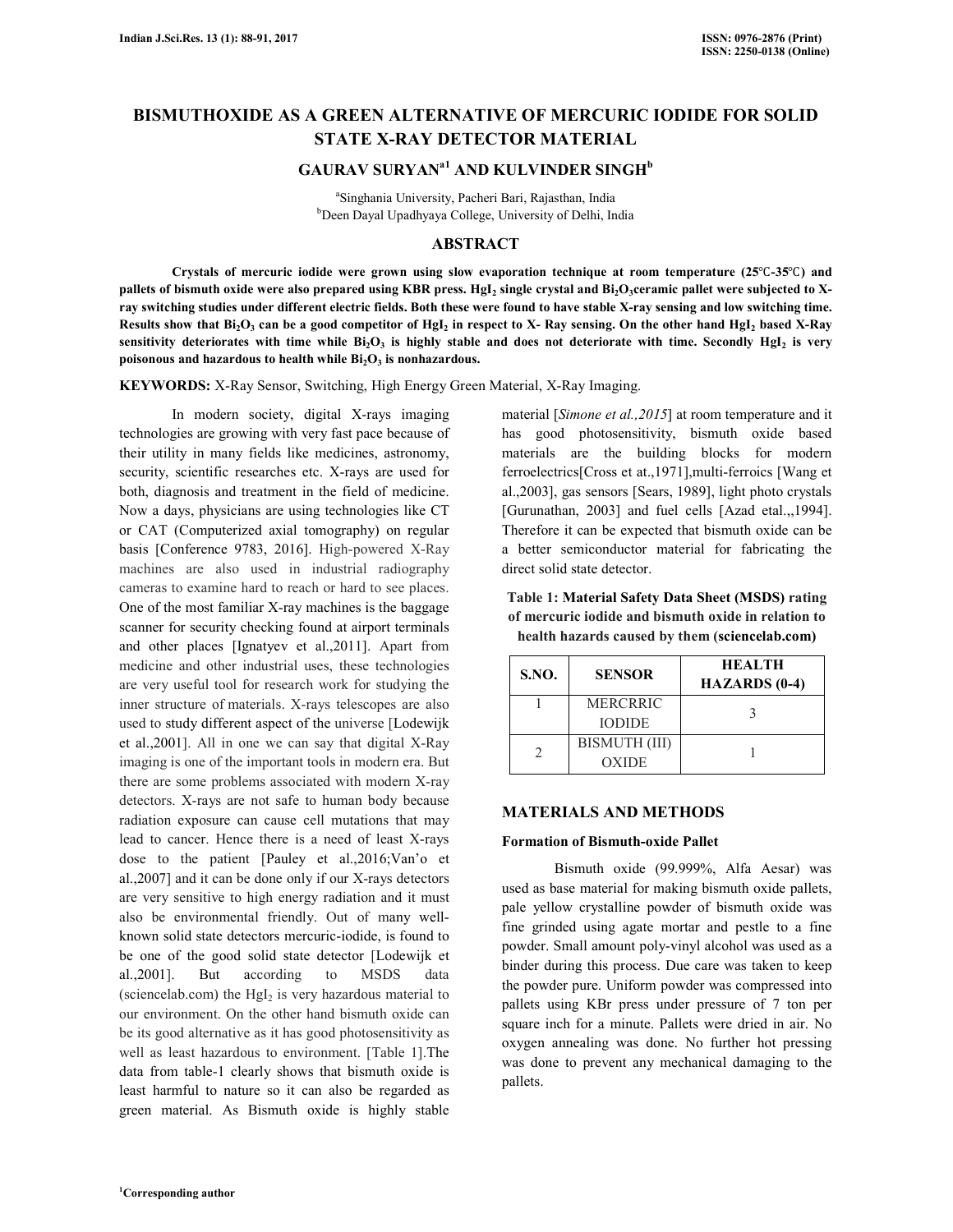# BISMUTHOXIDE AS A GREEN ALTERNATIVE OF MERCURIC IODIDE FOR SOLID STATE X-RAY DETECTOR MATERIAL

## GAURAV SURYAN[a1] AND KULVINDER SINGH[b]

[a]Singhania University, Pacheri Bari, Rajasthan, India
[b]Deen Dayal Upadhyaya College, University of Delhi, India

## ABSTRACT

**Crystals of mercuric iodide were grown using slow evaporation technique at room temperature (25℃-35℃) and pallets of bismuth oxide were also prepared using KBR press. $HgI_2$ single crystal and $Bi_2O_3$ceramic pallet were subjected to X-ray switching studies under different electric fields. Both these were found to have stable X-ray sensing and low switching time. Results show that $Bi_2O_3$ can be a good competitor of $HgI_2$ in respect to X- Ray sensing. On the other hand $HgI_2$ based X-Ray sensitivity deteriorates with time while $Bi_2O_3$ is highly stable and does not deteriorate with time. Secondly $HgI_2$ is very poisonous and hazardous to health while $Bi_2O_3$ is nonhazardous.**

**KEYWORDS:** X-Ray Sensor, Switching, High Energy Green Material, X-Ray Imaging.

In modern society, digital X-rays imaging technologies are growing with very fast pace because of their utility in many fields like medicines, astronomy, security, scientific researches etc. X-rays are used for both, diagnosis and treatment in the field of medicine. Now a days, physicians are using technologies like CT or CAT (Computerized axial tomography) on regular basis [Conference 9783, 2016]. High-powered X-Ray machines are also used in industrial radiography cameras to examine hard to reach or hard to see places. One of the most familiar X-ray machines is the baggage scanner for security checking found at airport terminals and other places [Ignatyev et al.,2011]. Apart from medicine and other industrial uses, these technologies are very useful tool for research work for studying the inner structure of materials. X-rays telescopes are also used to study different aspect of the universe [Lodewijk et al.,2001]. All in one we can say that digital X-Ray imaging is one of the important tools in modern era. But there are some problems associated with modern X-ray detectors. X-rays are not safe to human body because radiation exposure can cause cell mutations that may lead to cancer. Hence there is a need of least X-rays dose to the patient [Pauley et al.,2016;Van'o et al.,2007] and it can be done only if our X-rays detectors are very sensitive to high energy radiation and it must also be environmental friendly. Out of many well-known solid state detectors mercuric-iodide, is found to be one of the good solid state detector [Lodewijk et al.,2001]. But according to MSDS data (sciencelab.com) the $HgI_2$ is very hazardous material to our environment. On the other hand bismuth oxide can be its good alternative as it has good photosensitivity as well as least hazardous to environment. [Table 1].The data from table-1 clearly shows that bismuth oxide is least harmful to nature so it can also be regarded as green material. As Bismuth oxide is highly stable material [*Simone et al.,2015*] at room temperature and it has good photosensitivity, bismuth oxide based materials are the building blocks for modern ferroelectrics[Cross et at.,1971],multi-ferroics [Wang et al.,2003], gas sensors [Sears, 1989], light photo crystals [Gurunathan, 2003] and fuel cells [Azad etal.,,1994]. Therefore it can be expected that bismuth oxide can be a better semiconductor material for fabricating the direct solid state detector.

**Table 1: Material Safety Data Sheet (MSDS) rating of mercuric iodide and bismuth oxide in relation to health hazards caused by them (sciencelab.com)**

| S.NO. | SENSOR | HEALTH HAZARDS (0-4) |
|---|---|---|
| 1 | MERCRRIC IODIDE | 3 |
| 2 | BISMUTH (III) OXIDE | 1 |

## MATERIALS AND METHODS

### Formation of Bismuth-oxide Pallet

Bismuth oxide (99.999%, Alfa Aesar) was used as base material for making bismuth oxide pallets, pale yellow crystalline powder of bismuth oxide was fine grinded using agate mortar and pestle to a fine powder. Small amount poly-vinyl alcohol was used as a binder during this process. Due care was taken to keep the powder pure. Uniform powder was compressed into pallets using KBr press under pressure of 7 ton per square inch for a minute. Pallets were dried in air. No oxygen annealing was done. No further hot pressing was done to prevent any mechanical damaging to the pallets.

[1]Corresponding author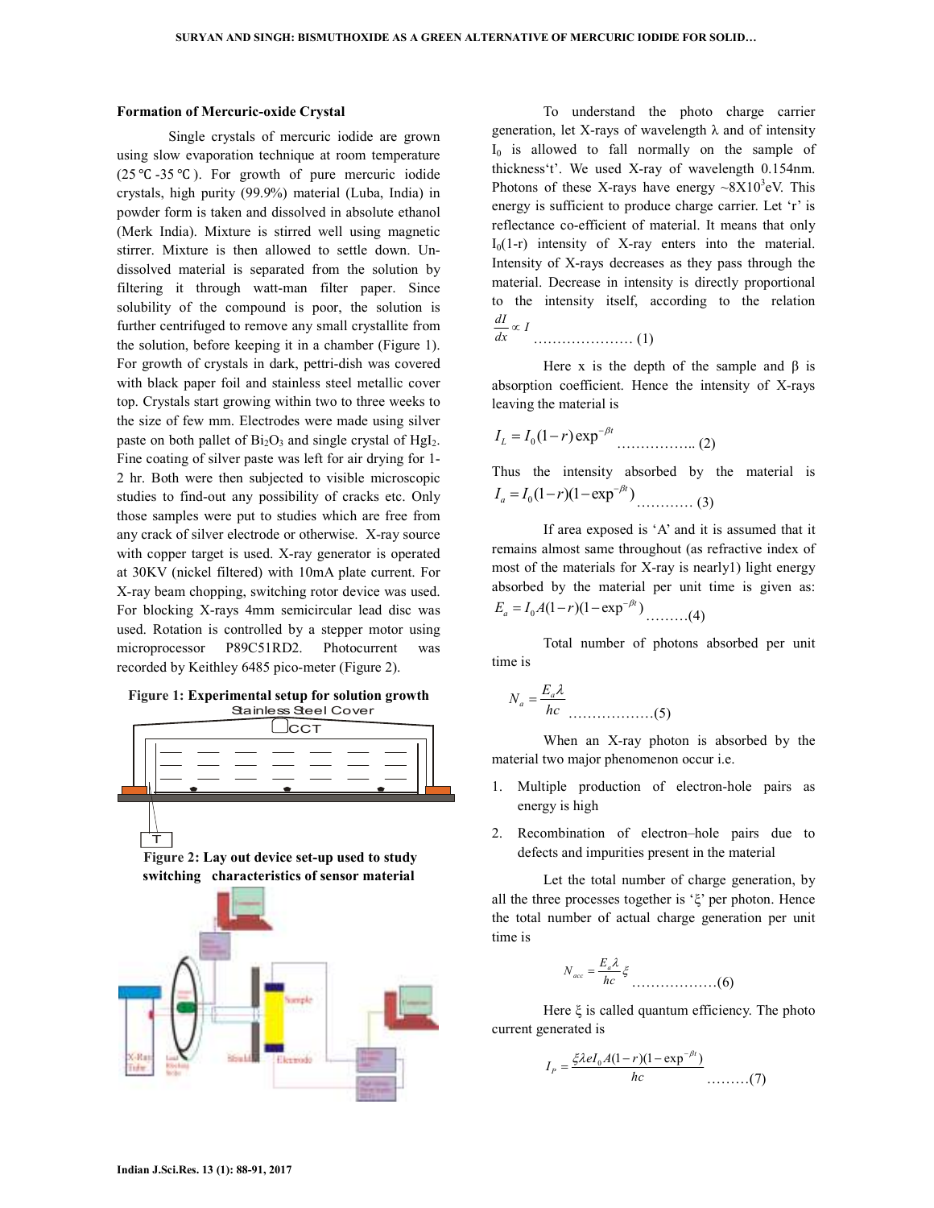### Formation of Mercuric-oxide Crystal

Single crystals of mercuric iodide are grown using slow evaporation technique at room temperature (25℃-35℃). For growth of pure mercuric iodide crystals, high purity (99.9%) material (Luba, India) in powder form is taken and dissolved in absolute ethanol (Merk India). Mixture is stirred well using magnetic stirrer. Mixture is then allowed to settle down. Un-dissolved material is separated from the solution by filtering it through watt-man filter paper. Since solubility of the compound is poor, the solution is further centrifuged to remove any small crystallite from the solution, before keeping it in a chamber (Figure 1). For growth of crystals in dark, pettri-dish was covered with black paper foil and stainless steel metallic cover top. Crystals start growing within two to three weeks to the size of few mm. Electrodes were made using silver paste on both pallet of $Bi_2O_3$ and single crystal of $HgI_2$. Fine coating of silver paste was left for air drying for 1-2 hr. Both were then subjected to visible microscopic studies to find-out any possibility of cracks etc. Only those samples were put to studies which are free from any crack of silver electrode or otherwise. X-ray source with copper target is used. X-ray generator is operated at 30KV (nickel filtered) with 10mA plate current. For X-ray beam chopping, switching rotor device was used. For blocking X-rays 4mm semicircular lead disc was used. Rotation is controlled by a stepper motor using microprocessor P89C51RD2. Photocurrent was recorded by Keithley 6485 pico-meter (Figure 2).

**Figure 1: Experimental setup for solution growth**

**Figure 2: Lay out device set-up used to study switching characteristics of sensor material**

To understand the photo charge carrier generation, let X-rays of wavelength λ and of intensity $I_0$ is allowed to fall normally on the sample of thickness‘t’. We used X-ray of wavelength 0.154nm. Photons of these X-rays have energy ~$8X10^3$eV. This energy is sufficient to produce charge carrier. Let ‘r’ is reflectance co-efficient of material. It means that only $I_0(1-r)$ intensity of X-ray enters into the material. Intensity of X-rays decreases as they pass through the material. Decrease in intensity is directly proportional to the intensity itself, according to the relation

$$\frac{dI}{dx} \propto I \quad \text{………………… (1)}$$

Here x is the depth of the sample and β is absorption coefficient. Hence the intensity of X-rays leaving the material is

$$I_L = I_0(1-r)\exp^{-\beta t} \quad \text{…………….. (2)}$$

Thus the intensity absorbed by the material is

$$I_a = I_0(1-r)(1-\exp^{-\beta t}) \quad \text{………… (3)}$$

If area exposed is ‘A’ and it is assumed that it remains almost same throughout (as refractive index of most of the materials for X-ray is nearly1) light energy absorbed by the material per unit time is given as:

$$E_a = I_0 A(1-r)(1-\exp^{-\beta t}) \quad \text{………(4)}$$

Total number of photons absorbed per unit time is

$$N_a = \frac{E_a \lambda}{hc} \quad \text{………………(5)}$$

When an X-ray photon is absorbed by the material two major phenomenon occur i.e.

1. Multiple production of electron-hole pairs as energy is high
2. Recombination of electron–hole pairs due to defects and impurities present in the material

Let the total number of charge generation, by all the three processes together is ‘ξ’ per photon. Hence the total number of actual charge generation per unit time is

$$N_{acc} = \frac{E_a \lambda}{hc}\xi \quad \text{………………(6)}$$

Here ξ is called quantum efficiency. The photo current generated is

$$I_p = \frac{\xi \lambda e I_0 A(1-r)(1-\exp^{-\beta t})}{hc} \quad \text{………(7)}$$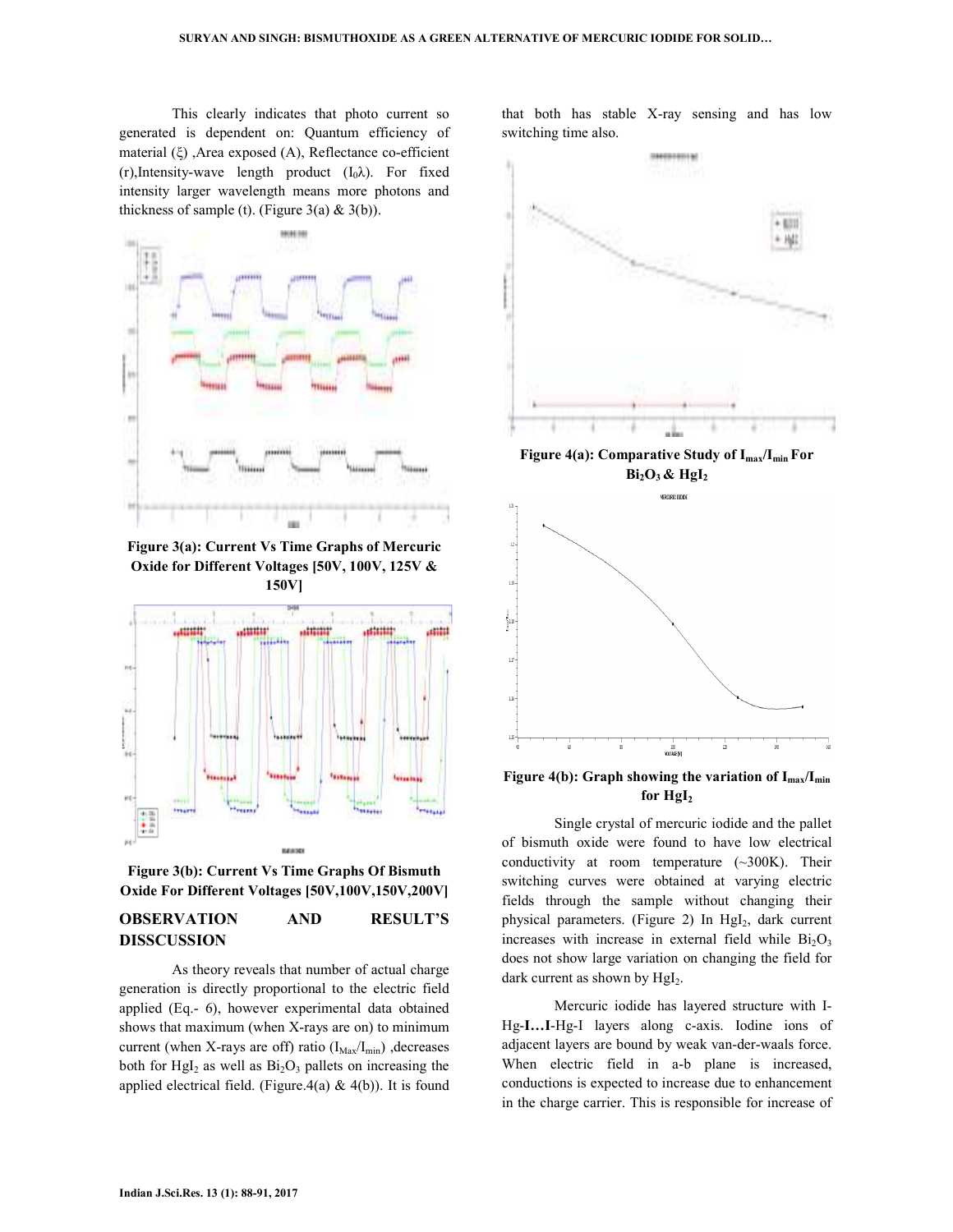This clearly indicates that photo current so generated is dependent on: Quantum efficiency of material (ξ) ,Area exposed (A), Reflectance co-efficient (r),Intensity-wave length product ($I_0\lambda$). For fixed intensity larger wavelength means more photons and thickness of sample (t). (Figure 3(a) & 3(b)).

**Figure 3(a): Current Vs Time Graphs of Mercuric Oxide for Different Voltages [50V, 100V, 125V & 150V]**

**Figure 3(b): Current Vs Time Graphs Of Bismuth Oxide For Different Voltages [50V,100V,150V,200V]**

## OBSERVATION AND RESULT'S DISSCUSSION

As theory reveals that number of actual charge generation is directly proportional to the electric field applied (Eq.- 6), however experimental data obtained shows that maximum (when X-rays are on) to minimum current (when X-rays are off) ratio ($I_{Max}/I_{min}$) ,decreases both for $HgI_2$ as well as $Bi_2O_3$ pallets on increasing the applied electrical field. (Figure.4(a) & 4(b)). It is found that both has stable X-ray sensing and has low switching time also.

**Figure 4(a): Comparative Study of $I_{max}/I_{min}$ For $Bi_2O_3$ & $HgI_2$**

**Figure 4(b): Graph showing the variation of $I_{max}/I_{min}$ for $HgI_2$**

Single crystal of mercuric iodide and the pallet of bismuth oxide were found to have low electrical conductivity at room temperature (~300K). Their switching curves were obtained at varying electric fields through the sample without changing their physical parameters. (Figure 2) In $HgI_2$, dark current increases with increase in external field while $Bi_2O_3$ does not show large variation on changing the field for dark current as shown by $HgI_2$.

Mercuric iodide has layered structure with I-Hg-**I…I**-Hg-I layers along c-axis. Iodine ions of adjacent layers are bound by weak van-der-waals force. When electric field in a-b plane is increased, conductions is expected to increase due to enhancement in the charge carrier. This is responsible for increase of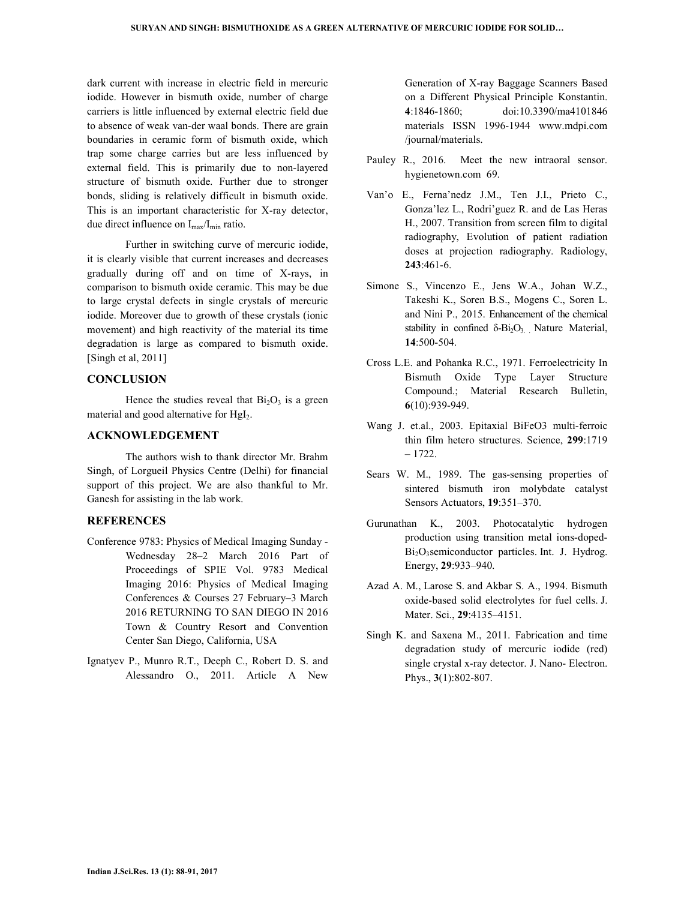dark current with increase in electric field in mercuric iodide. However in bismuth oxide, number of charge carriers is little influenced by external electric field due to absence of weak van-der waal bonds. There are grain boundaries in ceramic form of bismuth oxide, which trap some charge carries but are less influenced by external field. This is primarily due to non-layered structure of bismuth oxide. Further due to stronger bonds, sliding is relatively difficult in bismuth oxide. This is an important characteristic for X-ray detector, due direct influence on $I_{max}/I_{min}$ ratio.

Further in switching curve of mercuric iodide, it is clearly visible that current increases and decreases gradually during off and on time of X-rays, in comparison to bismuth oxide ceramic. This may be due to large crystal defects in single crystals of mercuric iodide. Moreover due to growth of these crystals (ionic movement) and high reactivity of the material its time degradation is large as compared to bismuth oxide. [Singh et al, 2011]

## CONCLUSION

Hence the studies reveal that $Bi_2O_3$ is a green material and good alternative for $HgI_2$.

## ACKNOWLEDGEMENT

The authors wish to thank director Mr. Brahm Singh, of Lorgueil Physics Centre (Delhi) for financial support of this project. We are also thankful to Mr. Ganesh for assisting in the lab work.

## REFERENCES

Conference 9783: Physics of Medical Imaging Sunday - Wednesday 28–2 March 2016 Part of Proceedings of SPIE Vol. 9783 Medical Imaging 2016: Physics of Medical Imaging Conferences & Courses 27 February–3 March 2016 RETURNING TO SAN DIEGO IN 2016 Town & Country Resort and Convention Center San Diego, California, USA

Ignatyev P., Munro R.T., Deeph C., Robert D. S. and Alessandro O., 2011. Article A New Generation of X-ray Baggage Scanners Based on a Different Physical Principle Konstantin. **4**:1846-1860; doi:10.3390/ma4101846 materials ISSN 1996-1944 www.mdpi.com /journal/materials.

Pauley R., 2016. Meet the new intraoral sensor. hygienetown.com 69.

Van'o E., Ferna'nedz J.M., Ten J.I., Prieto C., Gonza'lez L., Rodri'guez R. and de Las Heras H., 2007. Transition from screen film to digital radiography, Evolution of patient radiation doses at projection radiography. Radiology, **243**:461-6.

Simone S., Vincenzo E., Jens W.A., Johan W.Z., Takeshi K., Soren B.S., Mogens C., Soren L. and Nini P., 2015. Enhancement of the chemical stability in confined δ-$Bi_2O_3$. Nature Material, **14**:500-504.

Cross L.E. and Pohanka R.C., 1971. Ferroelectricity In Bismuth Oxide Type Layer Structure Compound.; Material Research Bulletin, **6**(10):939-949.

Wang J. et.al., 2003. Epitaxial BiFeO3 multi-ferroic thin film hetero structures. Science, **299**:1719 – 1722.

Sears W. M., 1989. The gas-sensing properties of sintered bismuth iron molybdate catalyst Sensors Actuators, **19**:351–370.

Gurunathan K., 2003. Photocatalytic hydrogen production using transition metal ions-doped-$Bi_2O_3$semiconductor particles. Int. J. Hydrog. Energy, **29**:933–940.

Azad A. M., Larose S. and Akbar S. A., 1994. Bismuth oxide-based solid electrolytes for fuel cells. J. Mater. Sci., **29**:4135–4151.

Singh K. and Saxena M., 2011. Fabrication and time degradation study of mercuric iodide (red) single crystal x-ray detector. J. Nano- Electron. Phys., **3**(1):802-807.